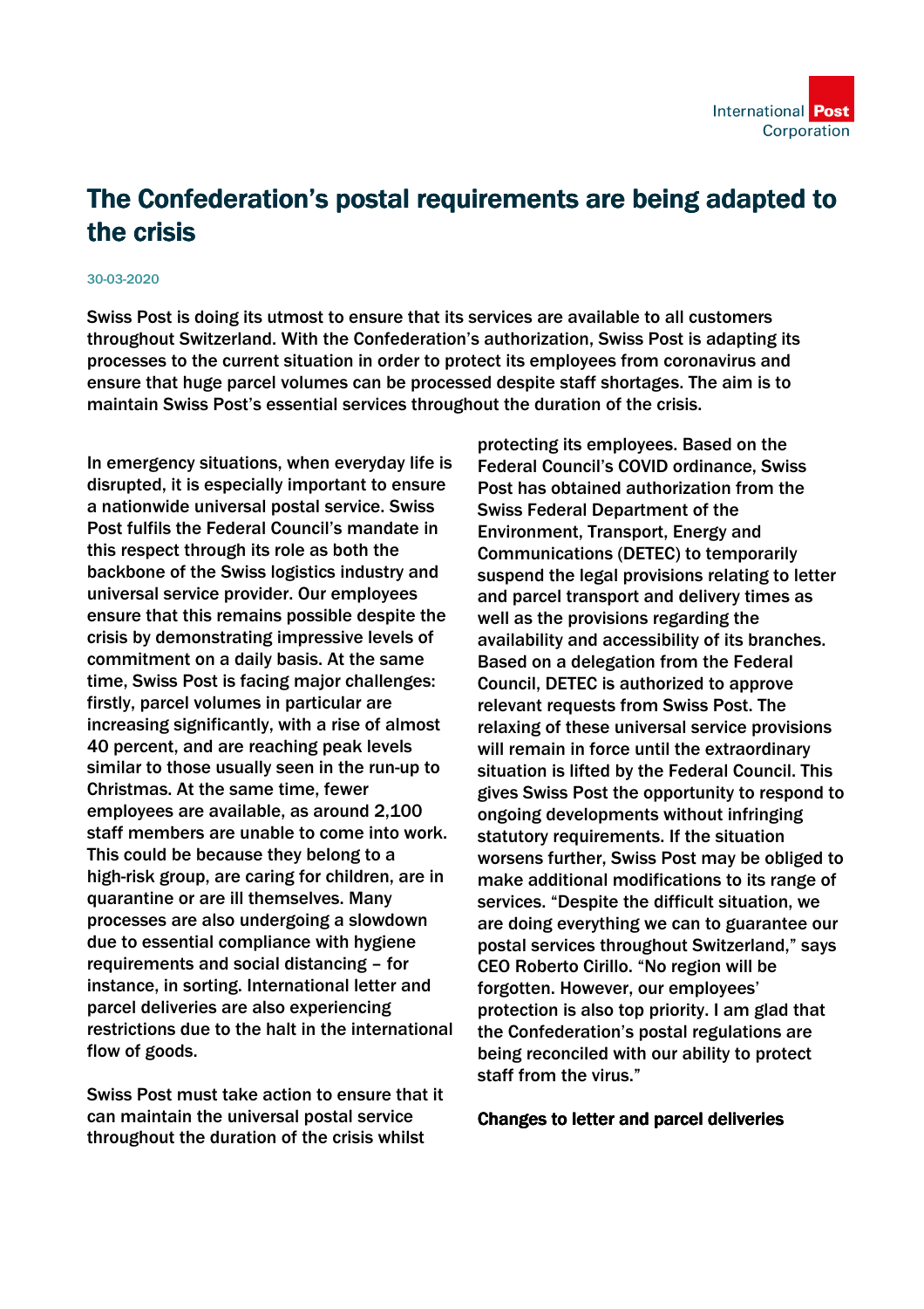# The Confederation's postal requirements are being adapted to the crisis

30-03-2020

**Swiss Post is doing its utmost to ensure that its services are available to all customers throughout Switzerland. With the Confederation's authorization, Swiss Post is adapting its processes to the current situation in order to protect its employees from coronavirus and ensure that huge parcel volumes can be processed despite staff shortages. The aim is to maintain Swiss Post's essential services throughout the duration of the crisis.**

In emergency situations, when everyday life is disrupted, it is especially important to ensure a nationwide universal postal service. Swiss Post fulfils the Federal Council's mandate in this respect through its role as both the backbone of the Swiss logistics industry and universal service provider. Our employees ensure that this remains possible despite the crisis by demonstrating impressive levels of commitment on a daily basis. At the same time, Swiss Post is facing major challenges: firstly, parcel volumes in particular are increasing significantly, with a rise of almost 40 percent, and are reaching peak levels similar to those usually seen in the run-up to Christmas. At the same time, fewer employees are available, as around 2,100 staff members are unable to come into work. This could be because they belong to a high-risk group, are caring for children, are in quarantine or are ill themselves. Many processes are also undergoing a slowdown due to essential compliance with hygiene requirements and social distancing – for instance, in sorting. International letter and parcel deliveries are also experiencing restrictions due to the halt in the international flow of goods.

Swiss Post must take action to ensure that it can maintain the universal postal service throughout the duration of the crisis whilst protecting its employees. Based on the Federal Council's COVID ordinance, Swiss Post has obtained authorization from the Swiss Federal Department of the Environment, Transport, Energy and Communications (DETEC) to temporarily suspend the legal provisions relating to letter and parcel transport and delivery times as well as the provisions regarding the availability and accessibility of its branches. Based on a delegation from the Federal Council, DETEC is authorized to approve relevant requests from Swiss Post. The relaxing of these universal service provisions will remain in force until the extraordinary situation is lifted by the Federal Council. This gives Swiss Post the opportunity to respond to ongoing developments without infringing statutory requirements. If the situation worsens further, Swiss Post may be obliged to make additional modifications to its range of services. "Despite the difficult situation, we are doing everything we can to guarantee our postal services throughout Switzerland," says CEO Roberto Cirillo. "No region will be forgotten. However, our employees' protection is also top priority. I am glad that the Confederation's postal regulations are being reconciled with our ability to protect staff from the virus."

**Changes to letter and parcel deliveries**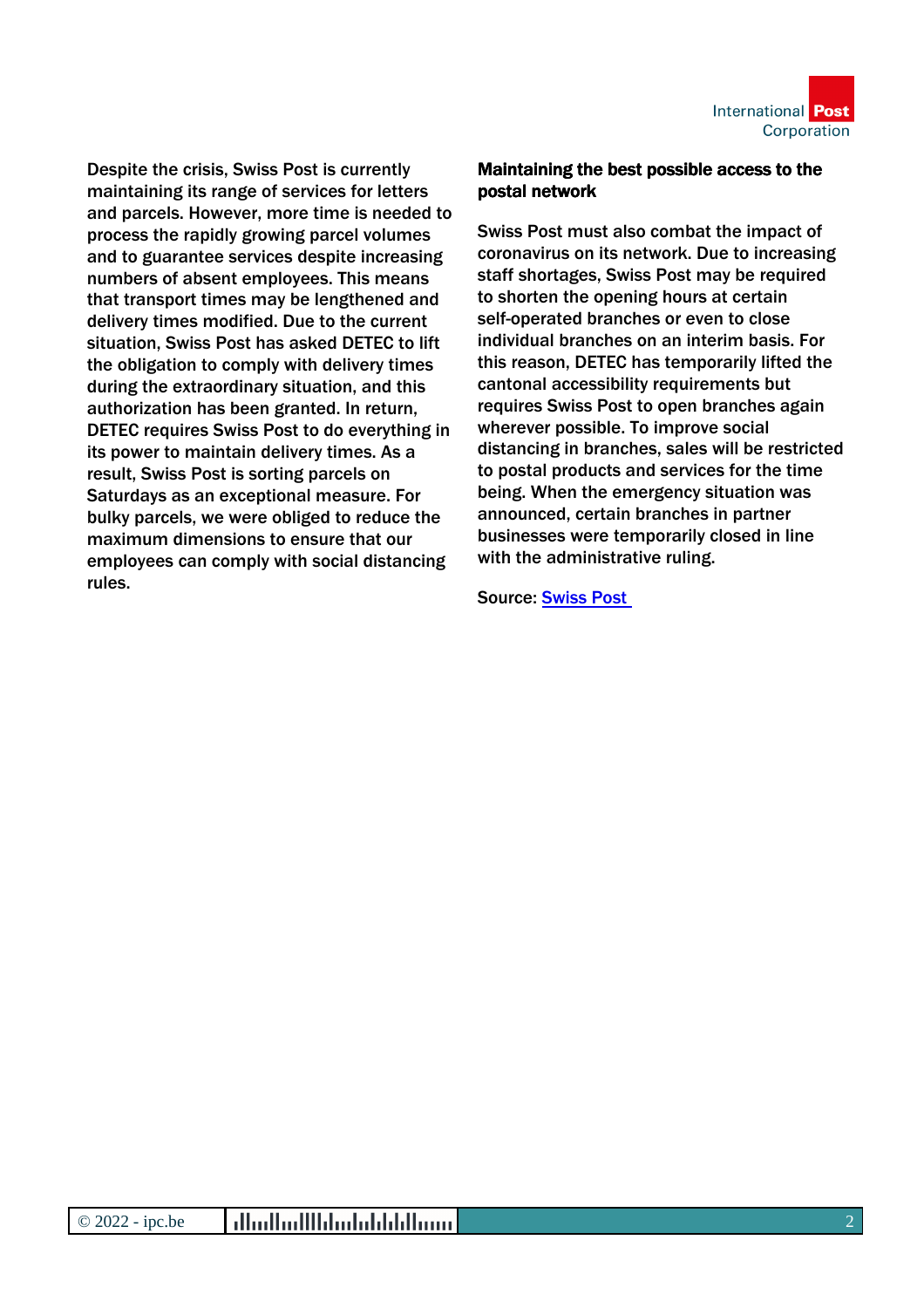Despite the crisis, Swiss Post is currently maintaining its range of services for letters and parcels. However, more time is needed to process the rapidly growing parcel volumes and to guarantee services despite increasing numbers of absent employees. This means that transport times may be lengthened and delivery times modified. Due to the current situation, Swiss Post has asked DETEC to lift the obligation to comply with delivery times during the extraordinary situation, and this authorization has been granted. In return, DETEC requires Swiss Post to do everything in its power to maintain delivery times. As a result, Swiss Post is sorting parcels on Saturdays as an exceptional measure. For bulky parcels, we were obliged to reduce the maximum dimensions to ensure that our employees can comply with social distancing rules.

**Maintaining the best possible access to the postal network**

Swiss Post must also combat the impact of coronavirus on its network. Due to increasing staff shortages, Swiss Post may be required to shorten the opening hours at certain self-operated branches or even to close individual branches on an interim basis. For this reason, DETEC has temporarily lifted the cantonal accessibility requirements but requires Swiss Post to open branches again wherever possible. To improve social distancing in branches, sales will be restricted to postal products and services for the time being. When the emergency situation was announced, certain branches in partner businesses were temporarily closed in line with the administrative ruling.

Source: Swiss Post